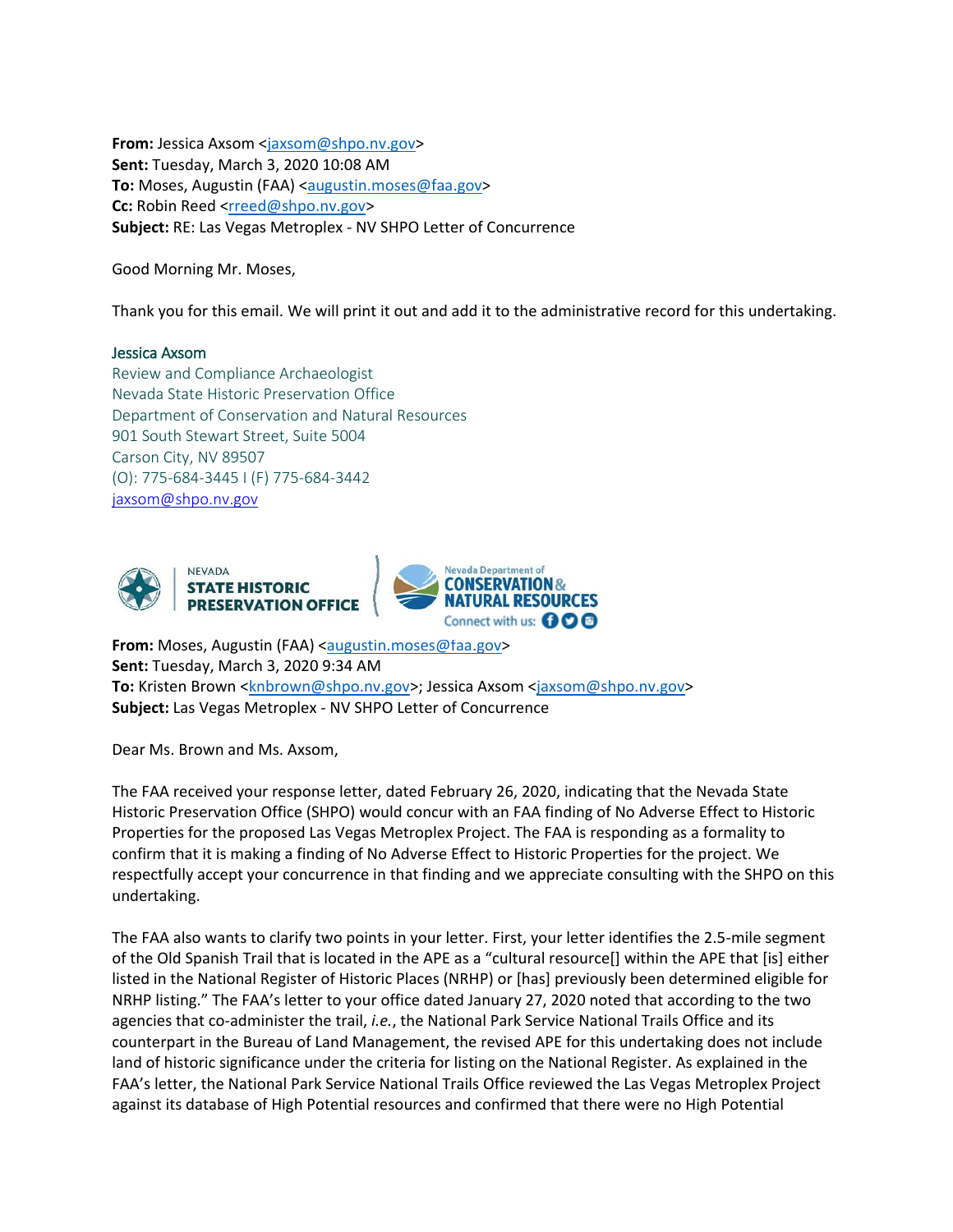**From:** Jessica Axsom <jaxsom@shpo.nv.gov>
**Sent:** Tuesday, March 3, 2020 10:08 AM
**To:** Moses, Augustin (FAA) <augustin.moses@faa.gov>
**Cc:** Robin Reed <rreed@shpo.nv.gov>
**Subject:** RE: Las Vegas Metroplex - NV SHPO Letter of Concurrence

Good Morning Mr. Moses,

Thank you for this email. We will print it out and add it to the administrative record for this undertaking.

Jessica Axsom
Review and Compliance Archaeologist
Nevada State Historic Preservation Office
Department of Conservation and Natural Resources
901 South Stewart Street, Suite 5004
Carson City, NV 89507
(O): 775-684-3445 I (F) 775-684-3442
jaxsom@shpo.nv.gov

NEVADA STATE HISTORIC PRESERVATION OFFICE | Nevada Department of CONSERVATION & NATURAL RESOURCES Connect with us:

**From:** Moses, Augustin (FAA) <augustin.moses@faa.gov>
**Sent:** Tuesday, March 3, 2020 9:34 AM
**To:** Kristen Brown <knbrown@shpo.nv.gov>; Jessica Axsom <jaxsom@shpo.nv.gov>
**Subject:** Las Vegas Metroplex - NV SHPO Letter of Concurrence

Dear Ms. Brown and Ms. Axsom,

The FAA received your response letter, dated February 26, 2020, indicating that the Nevada State Historic Preservation Office (SHPO) would concur with an FAA finding of No Adverse Effect to Historic Properties for the proposed Las Vegas Metroplex Project. The FAA is responding as a formality to confirm that it is making a finding of No Adverse Effect to Historic Properties for the project. We respectfully accept your concurrence in that finding and we appreciate consulting with the SHPO on this undertaking.

The FAA also wants to clarify two points in your letter. First, your letter identifies the 2.5-mile segment of the Old Spanish Trail that is located in the APE as a "cultural resource[] within the APE that [is] either listed in the National Register of Historic Places (NRHP) or [has] previously been determined eligible for NRHP listing." The FAA's letter to your office dated January 27, 2020 noted that according to the two agencies that co-administer the trail, *i.e.*, the National Park Service National Trails Office and its counterpart in the Bureau of Land Management, the revised APE for this undertaking does not include land of historic significance under the criteria for listing on the National Register. As explained in the FAA's letter, the National Park Service National Trails Office reviewed the Las Vegas Metroplex Project against its database of High Potential resources and confirmed that there were no High Potential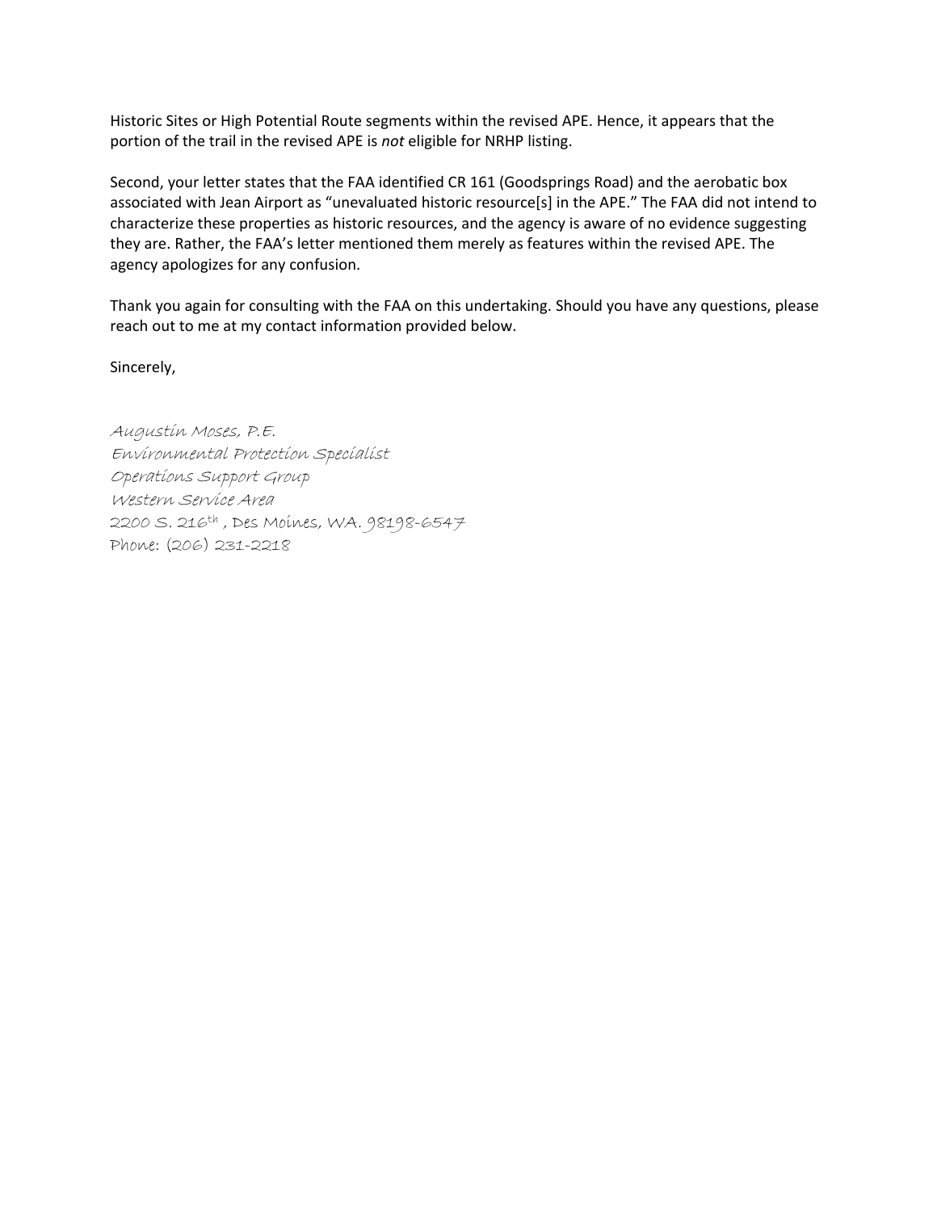Historic Sites or High Potential Route segments within the revised APE. Hence, it appears that the portion of the trail in the revised APE is *not* eligible for NRHP listing.

Second, your letter states that the FAA identified CR 161 (Goodsprings Road) and the aerobatic box associated with Jean Airport as "unevaluated historic resource[s] in the APE." The FAA did not intend to characterize these properties as historic resources, and the agency is aware of no evidence suggesting they are. Rather, the FAA's letter mentioned them merely as features within the revised APE. The agency apologizes for any confusion.

Thank you again for consulting with the FAA on this undertaking. Should you have any questions, please reach out to me at my contact information provided below.

Sincerely,

Augustin Moses, P.E.
Environmental Protection Specialist
Operations Support Group
Western Service Area
2200 S. 216th , Des Moines, WA. 98198-6547
Phone: (206) 231-2218